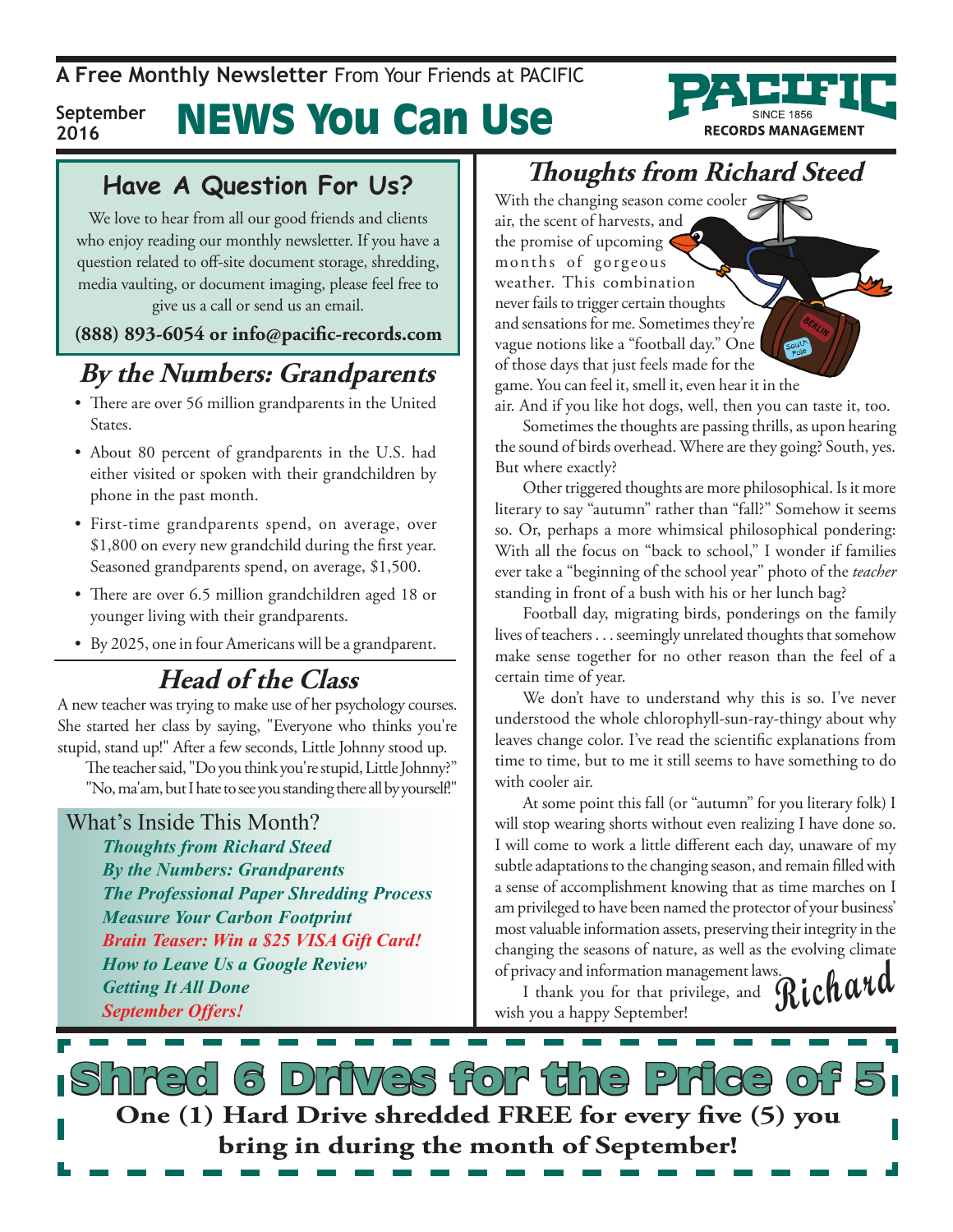A Free Monthly Newsletter From Your Friends at PACIFIC

September 2016

# NEWS You Can Use

PACIFIC SINCE 1856 RECORDS MANAGEMENT

## Have A Question For Us?

We love to hear from all our good friends and clients who enjoy reading our monthly newsletter. If you have a question related to off-site document storage, shredding, media vaulting, or document imaging, please feel free to give us a call or send us an email.

**(888) 893-6054 or info@pacific-records.com**

## *By the Numbers: Grandparents*

- There are over 56 million grandparents in the United States.
- About 80 percent of grandparents in the U.S. had either visited or spoken with their grandchildren by phone in the past month.
- First-time grandparents spend, on average, over $1,800 on every new grandchild during the first year. Seasoned grandparents spend, on average, $1,500.
- There are over 6.5 million grandchildren aged 18 or younger living with their grandparents.
- By 2025, one in four Americans will be a grandparent.

## *Head of the Class*

A new teacher was trying to make use of her psychology courses. She started her class by saying, "Everyone who thinks you're stupid, stand up!" After a few seconds, Little Johnny stood up.

The teacher said, "Do you think you're stupid, Little Johnny?"

"No, ma'am, but I hate to see you standing there all by yourself!"

## What's Inside This Month?

- *Thoughts from Richard Steed*
- *By the Numbers: Grandparents*
- *The Professional Paper Shredding Process*
- *Measure Your Carbon Footprint*
- *Brain Teaser: Win a $25 VISA Gift Card!*
- *How to Leave Us a Google Review*
- *Getting It All Done*
- *September Offers!*

## *Thoughts from Richard Steed*

With the changing season come cooler air, the scent of harvests, and the promise of upcoming months of gorgeous weather. This combination never fails to trigger certain thoughts and sensations for me. Sometimes they're vague notions like a "football day." One of those days that just feels made for the game. You can feel it, smell it, even hear it in the air. And if you like hot dogs, well, then you can taste it, too.

Sometimes the thoughts are passing thrills, as upon hearing the sound of birds overhead. Where are they going? South, yes. But where exactly?

Other triggered thoughts are more philosophical. Is it more literary to say "autumn" rather than "fall?" Somehow it seems so. Or, perhaps a more whimsical philosophical pondering: With all the focus on "back to school," I wonder if families ever take a "beginning of the school year" photo of the *teacher* standing in front of a bush with his or her lunch bag?

Football day, migrating birds, ponderings on the family lives of teachers . . . seemingly unrelated thoughts that somehow make sense together for no other reason than the feel of a certain time of year.

We don't have to understand why this is so. I've never understood the whole chlorophyll-sun-ray-thingy about why leaves change color. I've read the scientific explanations from time to time, but to me it still seems to have something to do with cooler air.

At some point this fall (or "autumn" for you literary folk) I will stop wearing shorts without even realizing I have done so. I will come to work a little different each day, unaware of my subtle adaptations to the changing season, and remain filled with a sense of accomplishment knowing that as time marches on I am privileged to have been named the protector of your business' most valuable information assets, preserving their integrity in the changing the seasons of nature, as well as the evolving climate of privacy and information management laws.

I thank you for that privilege, and wish you a happy September!

Richard

## Shred 6 Drives for the Price of 5

**One (1) Hard Drive shredded FREE for every five (5) you bring in during the month of September!**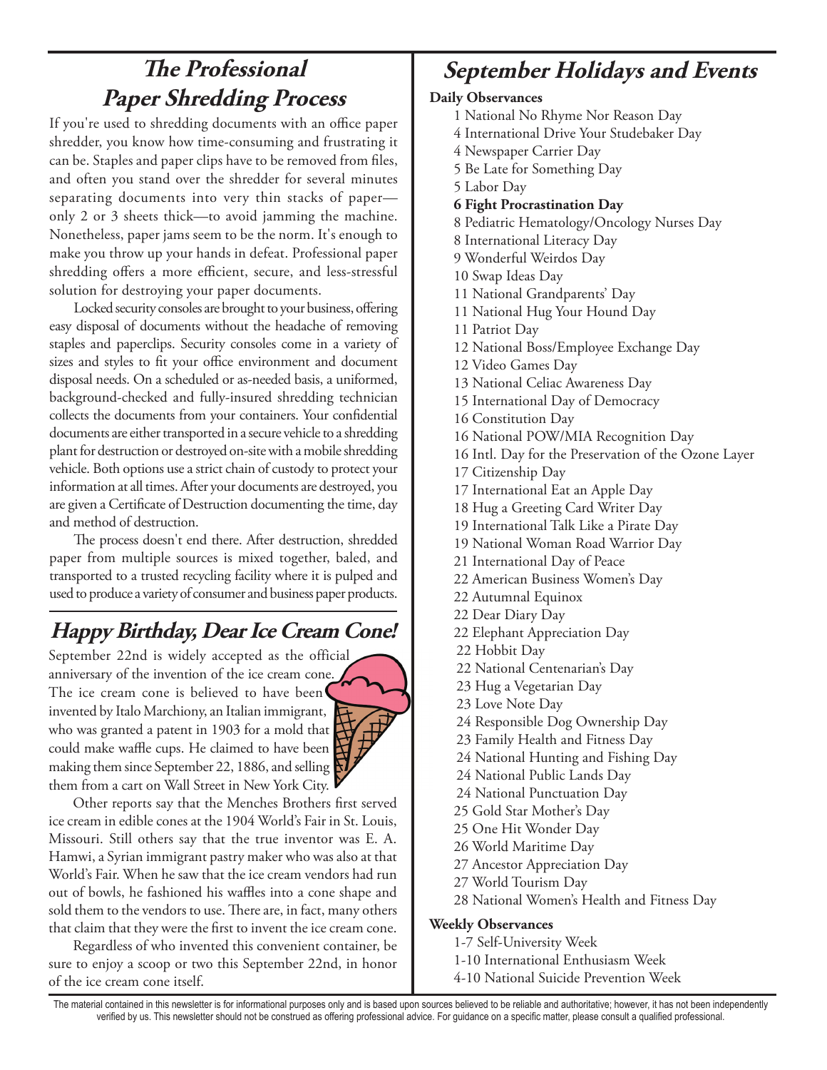## The Professional Paper Shredding Process

If you're used to shredding documents with an office paper shredder, you know how time-consuming and frustrating it can be. Staples and paper clips have to be removed from files, and often you stand over the shredder for several minutes separating documents into very thin stacks of paper—only 2 or 3 sheets thick—to avoid jamming the machine. Nonetheless, paper jams seem to be the norm. It's enough to make you throw up your hands in defeat. Professional paper shredding offers a more efficient, secure, and less-stressful solution for destroying your paper documents.

Locked security consoles are brought to your business, offering easy disposal of documents without the headache of removing staples and paperclips. Security consoles come in a variety of sizes and styles to fit your office environment and document disposal needs. On a scheduled or as-needed basis, a uniformed, background-checked and fully-insured shredding technician collects the documents from your containers. Your confidential documents are either transported in a secure vehicle to a shredding plant for destruction or destroyed on-site with a mobile shredding vehicle. Both options use a strict chain of custody to protect your information at all times. After your documents are destroyed, you are given a Certificate of Destruction documenting the time, day and method of destruction.

The process doesn't end there. After destruction, shredded paper from multiple sources is mixed together, baled, and transported to a trusted recycling facility where it is pulped and used to produce a variety of consumer and business paper products.

## Happy Birthday, Dear Ice Cream Cone!

September 22nd is widely accepted as the official anniversary of the invention of the ice cream cone. The ice cream cone is believed to have been invented by Italo Marchiony, an Italian immigrant, who was granted a patent in 1903 for a mold that could make waffle cups. He claimed to have been making them since September 22, 1886, and selling them from a cart on Wall Street in New York City.

Other reports say that the Menches Brothers first served ice cream in edible cones at the 1904 World's Fair in St. Louis, Missouri. Still others say that the true inventor was E. A. Hamwi, a Syrian immigrant pastry maker who was also at that World's Fair. When he saw that the ice cream vendors had run out of bowls, he fashioned his waffles into a cone shape and sold them to the vendors to use. There are, in fact, many others that claim that they were the first to invent the ice cream cone.

Regardless of who invented this convenient container, be sure to enjoy a scoop or two this September 22nd, in honor of the ice cream cone itself.

## September Holidays and Events

**Daily Observances**

1 National No Rhyme Nor Reason Day
4 International Drive Your Studebaker Day
4 Newspaper Carrier Day
5 Be Late for Something Day
5 Labor Day
**6 Fight Procrastination Day**
8 Pediatric Hematology/Oncology Nurses Day
8 International Literacy Day
9 Wonderful Weirdos Day
10 Swap Ideas Day
11 National Grandparents' Day
11 National Hug Your Hound Day
11 Patriot Day
12 National Boss/Employee Exchange Day
12 Video Games Day
13 National Celiac Awareness Day
15 International Day of Democracy
16 Constitution Day
16 National POW/MIA Recognition Day
16 Intl. Day for the Preservation of the Ozone Layer
17 Citizenship Day
17 International Eat an Apple Day
18 Hug a Greeting Card Writer Day
19 International Talk Like a Pirate Day
19 National Woman Road Warrior Day
21 International Day of Peace
22 American Business Women's Day
22 Autumnal Equinox
22 Dear Diary Day
22 Elephant Appreciation Day
22 Hobbit Day
22 National Centenarian's Day
23 Hug a Vegetarian Day
23 Love Note Day
24 Responsible Dog Ownership Day
23 Family Health and Fitness Day
24 National Hunting and Fishing Day
24 National Public Lands Day
24 National Punctuation Day
25 Gold Star Mother's Day
25 One Hit Wonder Day
26 World Maritime Day
27 Ancestor Appreciation Day
27 World Tourism Day
28 National Women's Health and Fitness Day

**Weekly Observances**

1-7 Self-University Week
1-10 International Enthusiasm Week
4-10 National Suicide Prevention Week

The material contained in this newsletter is for informational purposes only and is based upon sources believed to be reliable and authoritative; however, it has not been independently verified by us. This newsletter should not be construed as offering professional advice. For guidance on a specific matter, please consult a qualified professional.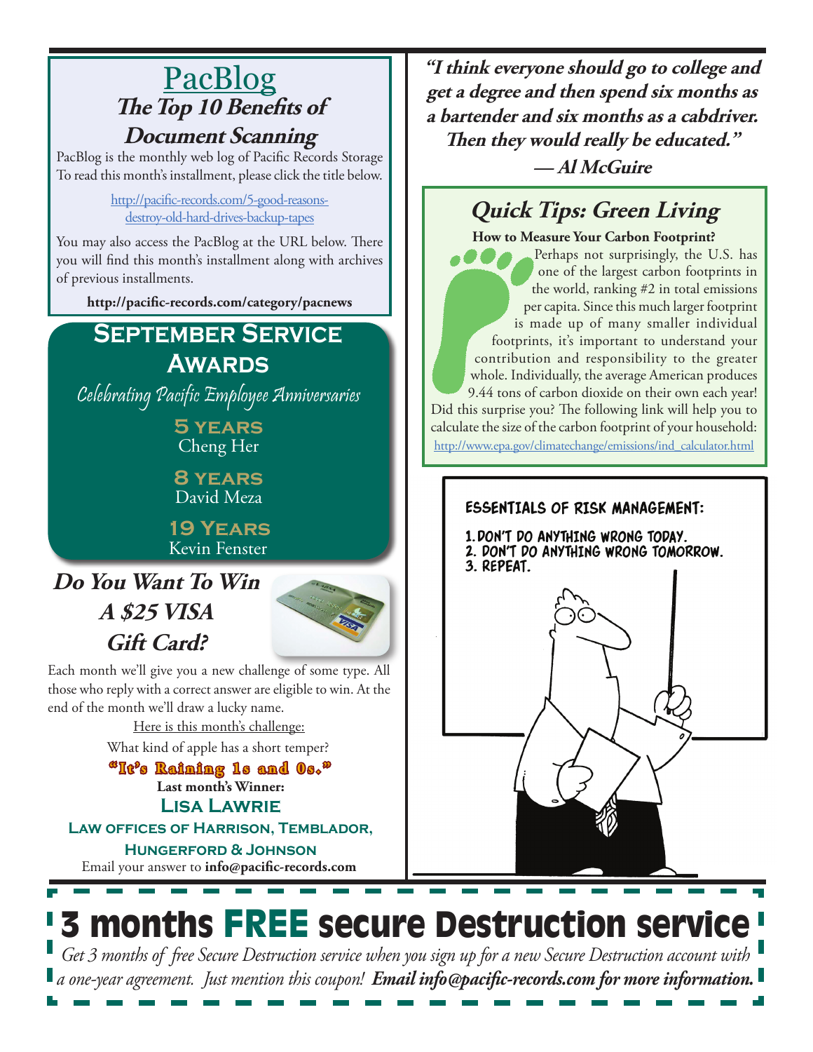# PacBlog

## The Top 10 Benefits of Document Scanning

PacBlog is the monthly web log of Pacific Records Storage To read this month's installment, please click the title below.

http://pacific-records.com/5-good-reasons-destroy-old-hard-drives-backup-tapes

You may also access the PacBlog at the URL below. There you will find this month's installment along with archives of previous installments.

**http://pacific-records.com/category/pacnews**

## September Service Awards

*Celebrating Pacific Employee Anniversaries*

**5 years**
Cheng Her

**8 years**
David Meza

**19 Years**
Kevin Fenster

## Do You Want To Win A $25 VISA Gift Card?

Each month we'll give you a new challenge of some type. All those who reply with a correct answer are eligible to win. At the end of the month we'll draw a lucky name.

Here is this month's challenge:

What kind of apple has a short temper?

**"It's Raining 1s and 0s."**

**Last month's Winner:**

**Lisa Lawrie**

**Law offices of Harrison, Temblador, Hungerford & Johnson**

Email your answer to **info@pacific-records.com**

***"I think everyone should go to college and get a degree and then spend six months as a bartender and six months as a cabdriver. Then they would really be educated." — Al McGuire***

## Quick Tips: Green Living

**How to Measure Your Carbon Footprint?**

Perhaps not surprisingly, the U.S. has one of the largest carbon footprints in the world, ranking #2 in total emissions per capita. Since this much larger footprint is made up of many smaller individual footprints, it's important to understand your contribution and responsibility to the greater whole. Individually, the average American produces 9.44 tons of carbon dioxide on their own each year! Did this surprise you? The following link will help you to calculate the size of the carbon footprint of your household:

http://www.epa.gov/climatechange/emissions/ind_calculator.html

ESSENTIALS OF RISK MANAGEMENT:

1. DON'T DO ANYTHING WRONG TODAY.
2. DON'T DO ANYTHING WRONG TOMORROW.
3. REPEAT.

# 3 months FREE secure Destruction service

*Get 3 months of free Secure Destruction service when you sign up for a new Secure Destruction account with a one-year agreement. Just mention this coupon!* ***Email info@pacific-records.com for more information.***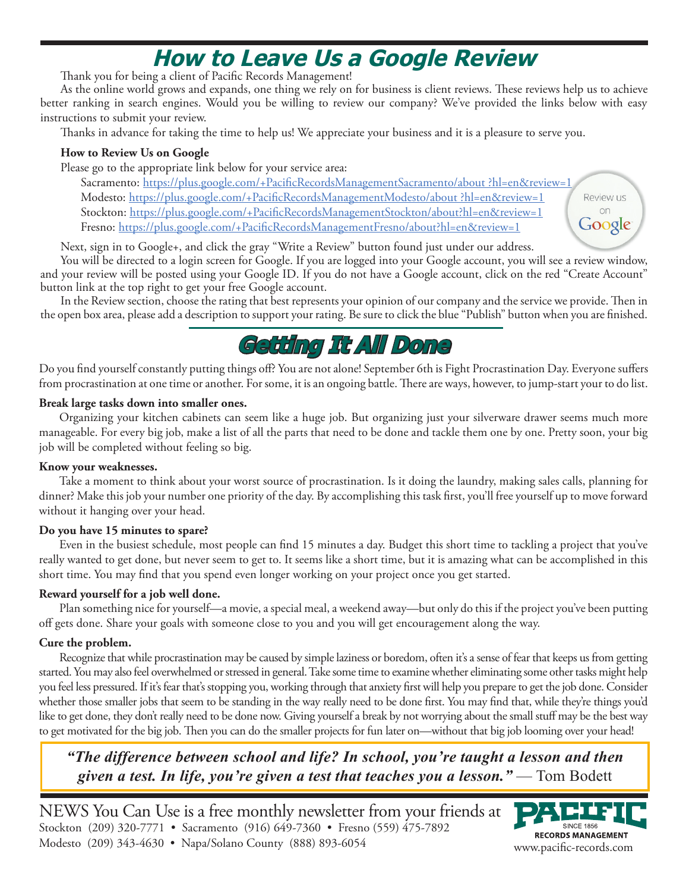# How to Leave Us a Google Review

Thank you for being a client of Pacific Records Management!

As the online world grows and expands, one thing we rely on for business is client reviews. These reviews help us to achieve better ranking in search engines. Would you be willing to review our company? We've provided the links below with easy instructions to submit your review.

Thanks in advance for taking the time to help us! We appreciate your business and it is a pleasure to serve you.

**How to Review Us on Google**

Please go to the appropriate link below for your service area:

Sacramento: https://plus.google.com/+PacificRecordsManagementSacramento/about ?hl=en&review=1
Modesto: https://plus.google.com/+PacificRecordsManagementModesto/about ?hl=en&review=1
Stockton: https://plus.google.com/+PacificRecordsManagementStockton/about?hl=en&review=1
Fresno: https://plus.google.com/+PacificRecordsManagementFresno/about?hl=en&review=1

Review us on Google

Next, sign in to Google+, and click the gray "Write a Review" button found just under our address.

You will be directed to a login screen for Google. If you are logged into your Google account, you will see a review window, and your review will be posted using your Google ID. If you do not have a Google account, click on the red "Create Account" button link at the top right to get your free Google account.

In the Review section, choose the rating that best represents your opinion of our company and the service we provide. Then in the open box area, please add a description to support your rating. Be sure to click the blue "Publish" button when you are finished.

# Getting It All Done

Do you find yourself constantly putting things off? You are not alone! September 6th is Fight Procrastination Day. Everyone suffers from procrastination at one time or another. For some, it is an ongoing battle. There are ways, however, to jump-start your to do list.

**Break large tasks down into smaller ones.**

Organizing your kitchen cabinets can seem like a huge job. But organizing just your silverware drawer seems much more manageable. For every big job, make a list of all the parts that need to be done and tackle them one by one. Pretty soon, your big job will be completed without feeling so big.

**Know your weaknesses.**

Take a moment to think about your worst source of procrastination. Is it doing the laundry, making sales calls, planning for dinner? Make this job your number one priority of the day. By accomplishing this task first, you'll free yourself up to move forward without it hanging over your head.

**Do you have 15 minutes to spare?**

Even in the busiest schedule, most people can find 15 minutes a day. Budget this short time to tackling a project that you've really wanted to get done, but never seem to get to. It seems like a short time, but it is amazing what can be accomplished in this short time. You may find that you spend even longer working on your project once you get started.

**Reward yourself for a job well done.**

Plan something nice for yourself—a movie, a special meal, a weekend away—but only do this if the project you've been putting off gets done. Share your goals with someone close to you and you will get encouragement along the way.

**Cure the problem.**

Recognize that while procrastination may be caused by simple laziness or boredom, often it's a sense of fear that keeps us from getting started. You may also feel overwhelmed or stressed in general. Take some time to examine whether eliminating some other tasks might help you feel less pressured. If it's fear that's stopping you, working through that anxiety first will help you prepare to get the job done. Consider whether those smaller jobs that seem to be standing in the way really need to be done first. You may find that, while they're things you'd like to get done, they don't really need to be done now. Giving yourself a break by not worrying about the small stuff may be the best way to get motivated for the big job. Then you can do the smaller projects for fun later on—without that big job looming over your head!

***"The difference between school and life? In school, you're taught a lesson and then given a test. In life, you're given a test that teaches you a lesson."*** — Tom Bodett

NEWS You Can Use is a free monthly newsletter from your friends at

Stockton (209) 320-7771 • Sacramento (916) 649-7360 • Fresno (559) 475-7892
Modesto (209) 343-4630 • Napa/Solano County (888) 893-6054

PACIFIC SINCE 1856 RECORDS MANAGEMENT
www.pacific-records.com